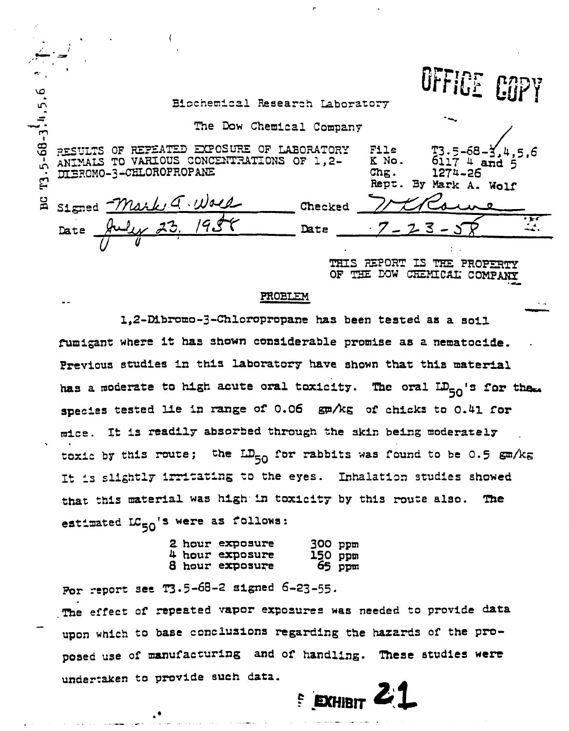BC T3.5-68-3,4,5,6

OFFICE COPY

Biochemical Research Laboratory

The Dow Chemical Company

RESULTS OF REPEATED EXPOSURE OF LABORATORY ANIMALS TO VARIOUS CONCENTRATIONS OF 1,2-DIBROMO-3-CHLOROPROPANE

File T3.5-68-3,4,5,6
K No. 6117 4 and 5
Chg. 1274-26
Rept. By Mark A. Wolf

Signed *Mark A. Wolf* Checked *V K Rowe*

Date *July 23, 1958* Date *7-23-58*

THIS REPORT IS THE PROPERTY OF THE DOW CHEMICAL COMPANY

## PROBLEM

1,2-Dibromo-3-Chloropropane has been tested as a soil fumigant where it has shown considerable promise as a nematocide. Previous studies in this laboratory have shown that this material has a moderate to high acute oral toxicity. The oral $LD_{50}$'s for the species tested lie in range of 0.06 gm/kg of chicks to 0.41 for mice. It is readily absorbed through the skin being moderately toxic by this route; the $LD_{50}$ for rabbits was found to be 0.5 gm/kg It is slightly irritating to the eyes. Inhalation studies showed that this material was high in toxicity by this route also. The estimated $LC_{50}$'s were as follows:

| | |
|---|---|
| 2 hour exposure | 300 ppm |
| 4 hour exposure | 150 ppm |
| 8 hour exposure | 65 ppm |

For report see T3.5-68-2 signed 6-23-55.

The effect of repeated vapor exposures was needed to provide data upon which to base conclusions regarding the hazards of the proposed use of manufacturing and of handling. These studies were undertaken to provide such data.

EXHIBIT 21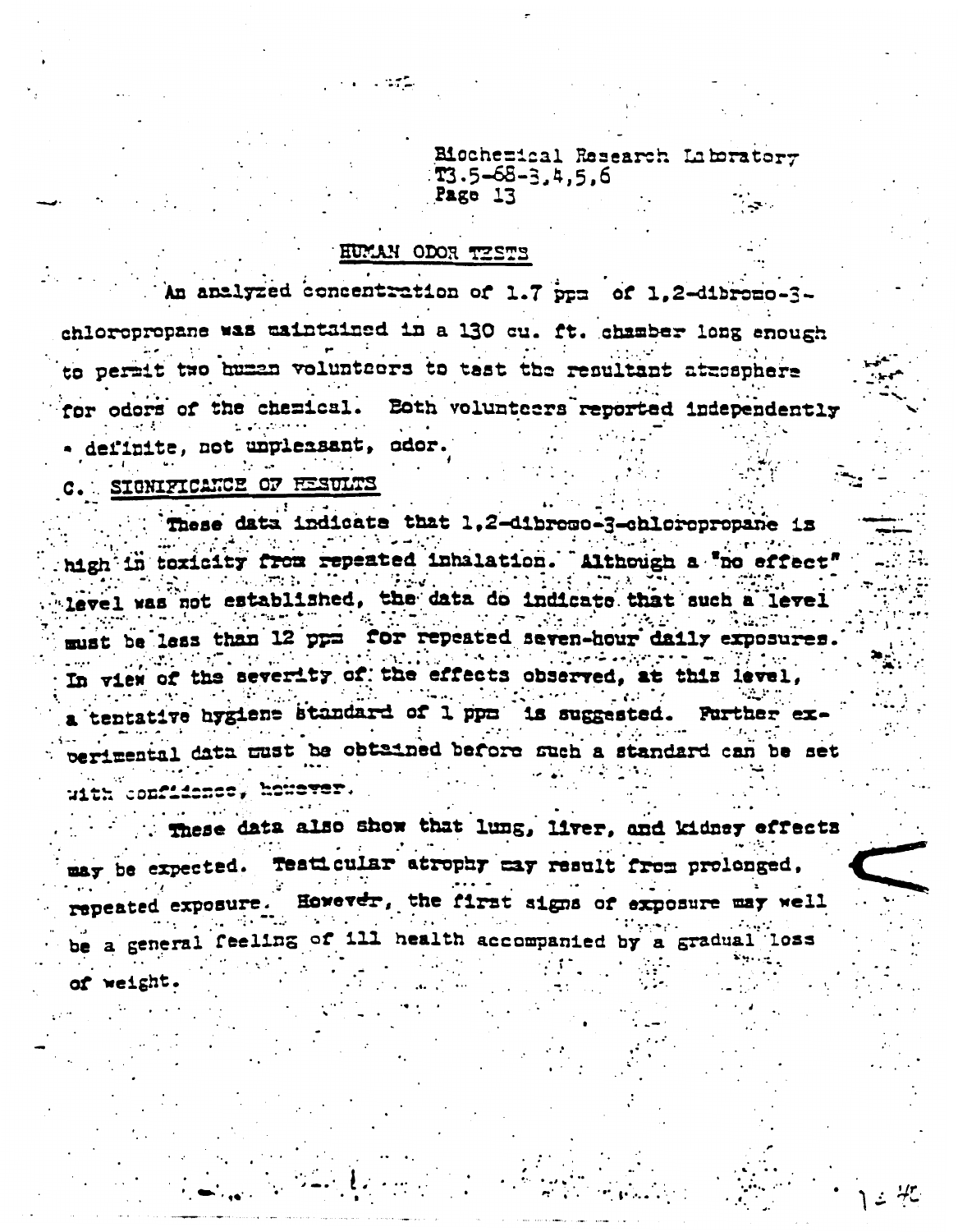Biochemical Research Laboratory
T3.5-68-3,4,5,6

## HUMAN ODOR TESTS

An analyzed concentration of 1.7 ppm of 1,2-dibromo-3-chloropropane was maintained in a 130 cu. ft. chamber long enough to permit two human volunteers to test the resultant atmosphere for odors of the chemical. Both volunteers reported independently a definite, not unpleasant, odor.

## C. SIGNIFICANCE OF RESULTS

These data indicate that 1,2-dibromo-3-chloropropane is high in toxicity from repeated inhalation. Although a "no effect" level was not established, the data do indicate that such a level must be less than 12 ppm for repeated seven-hour daily exposures. In view of the severity of the effects observed, at this level, a tentative hygiene standard of 1 ppm is suggested. Further experimental data must be obtained before such a standard can be set with confidence, however.

These data also show that lung, liver, and kidney effects may be expected. Testicular atrophy may result from prolonged, repeated exposure. However, the first signs of exposure may well be a general feeling of ill health accompanied by a gradual loss of weight.